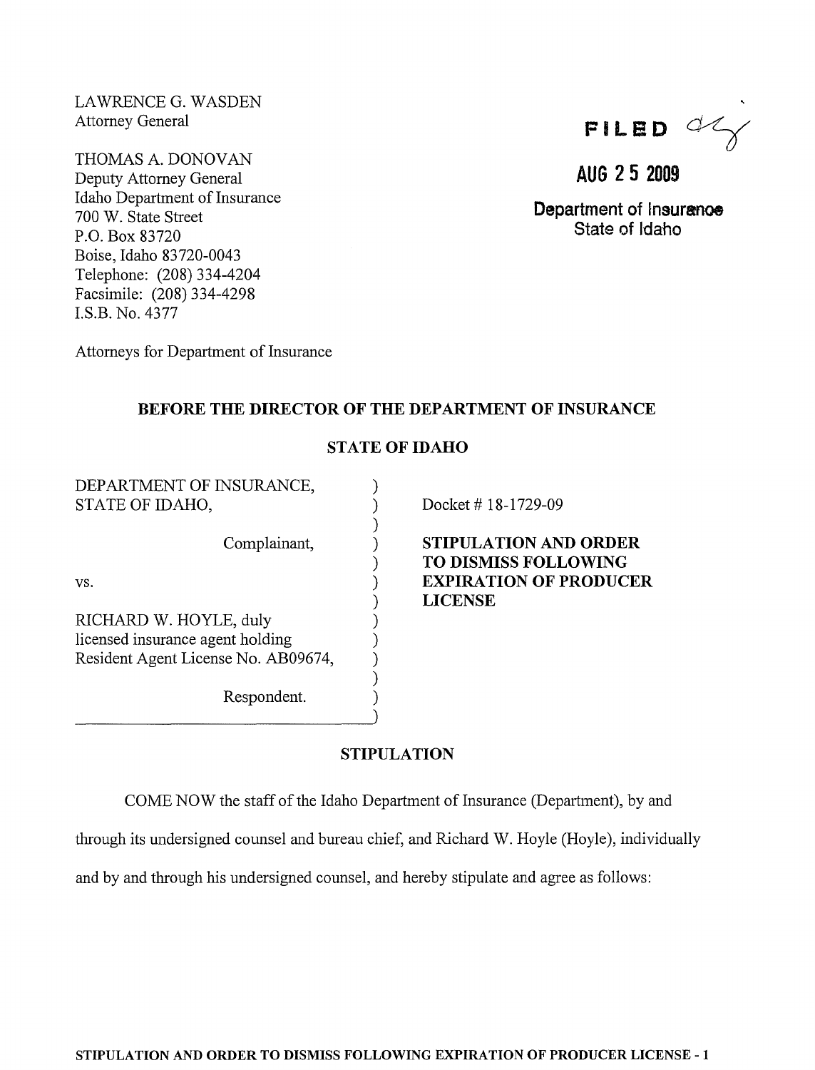LAWRENCE G. WASDEN
Attorney General

THOMAS A. DONOVAN
Deputy Attorney General
Idaho Department of Insurance
700 W. State Street
P.O. Box 83720
Boise, Idaho 83720-0043
Telephone: (208) 334-4204
Facsimile: (208) 334-4298
I.S.B. No. 4377

Attorneys for Department of Insurance

FILED

AUG 25 2009

Department of Insurance
State of Idaho

## BEFORE THE DIRECTOR OF THE DEPARTMENT OF INSURANCE

## STATE OF IDAHO

DEPARTMENT OF INSURANCE, STATE OF IDAHO,

Complainant,

vs.

RICHARD W. HOYLE, duly licensed insurance agent holding Resident Agent License No. AB09674,

Respondent.

Docket # 18-1729-09

**STIPULATION AND ORDER TO DISMISS FOLLOWING EXPIRATION OF PRODUCER LICENSE**

## STIPULATION

COME NOW the staff of the Idaho Department of Insurance (Department), by and through its undersigned counsel and bureau chief, and Richard W. Hoyle (Hoyle), individually and by and through his undersigned counsel, and hereby stipulate and agree as follows: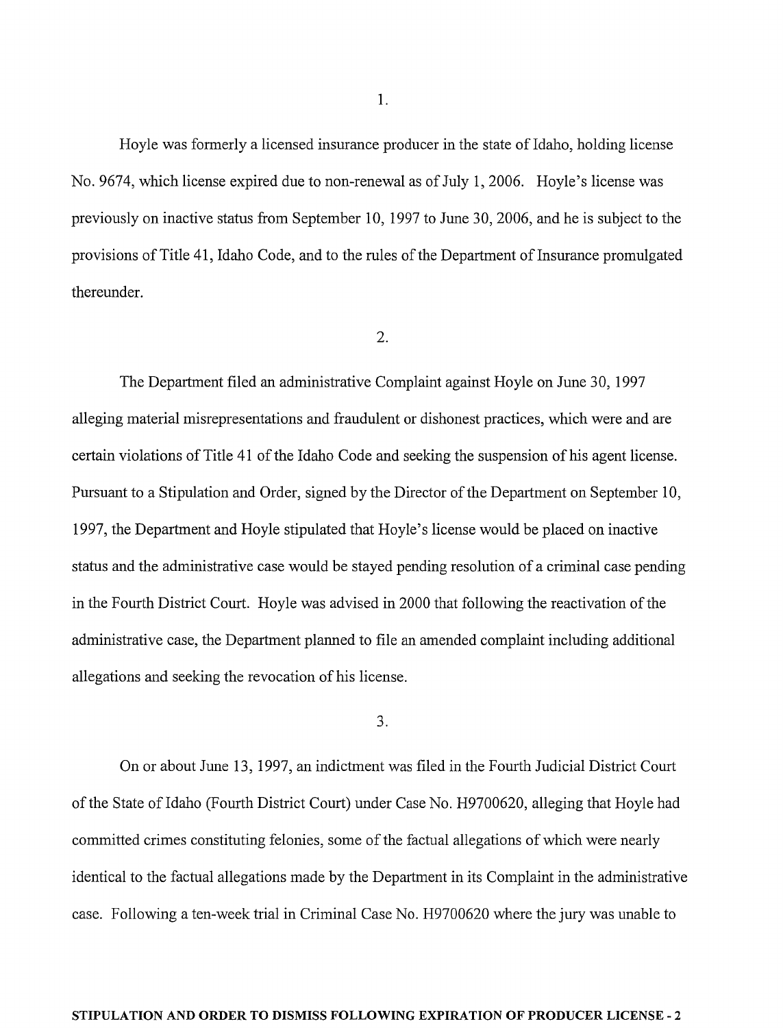1.

Hoyle was formerly a licensed insurance producer in the state of Idaho, holding license No. 9674, which license expired due to non-renewal as of July 1, 2006. Hoyle's license was previously on inactive status from September 10, 1997 to June 30, 2006, and he is subject to the provisions of Title 41, Idaho Code, and to the rules of the Department of Insurance promulgated thereunder.

2.

The Department filed an administrative Complaint against Hoyle on June 30, 1997 alleging material misrepresentations and fraudulent or dishonest practices, which were and are certain violations of Title 41 of the Idaho Code and seeking the suspension of his agent license. Pursuant to a Stipulation and Order, signed by the Director of the Department on September 10, 1997, the Department and Hoyle stipulated that Hoyle's license would be placed on inactive status and the administrative case would be stayed pending resolution of a criminal case pending in the Fourth District Court. Hoyle was advised in 2000 that following the reactivation of the administrative case, the Department planned to file an amended complaint including additional allegations and seeking the revocation of his license.

3.

On or about June 13, 1997, an indictment was filed in the Fourth Judicial District Court of the State of Idaho (Fourth District Court) under Case No. H9700620, alleging that Hoyle had committed crimes constituting felonies, some of the factual allegations of which were nearly identical to the factual allegations made by the Department in its Complaint in the administrative case. Following a ten-week trial in Criminal Case No. H9700620 where the jury was unable to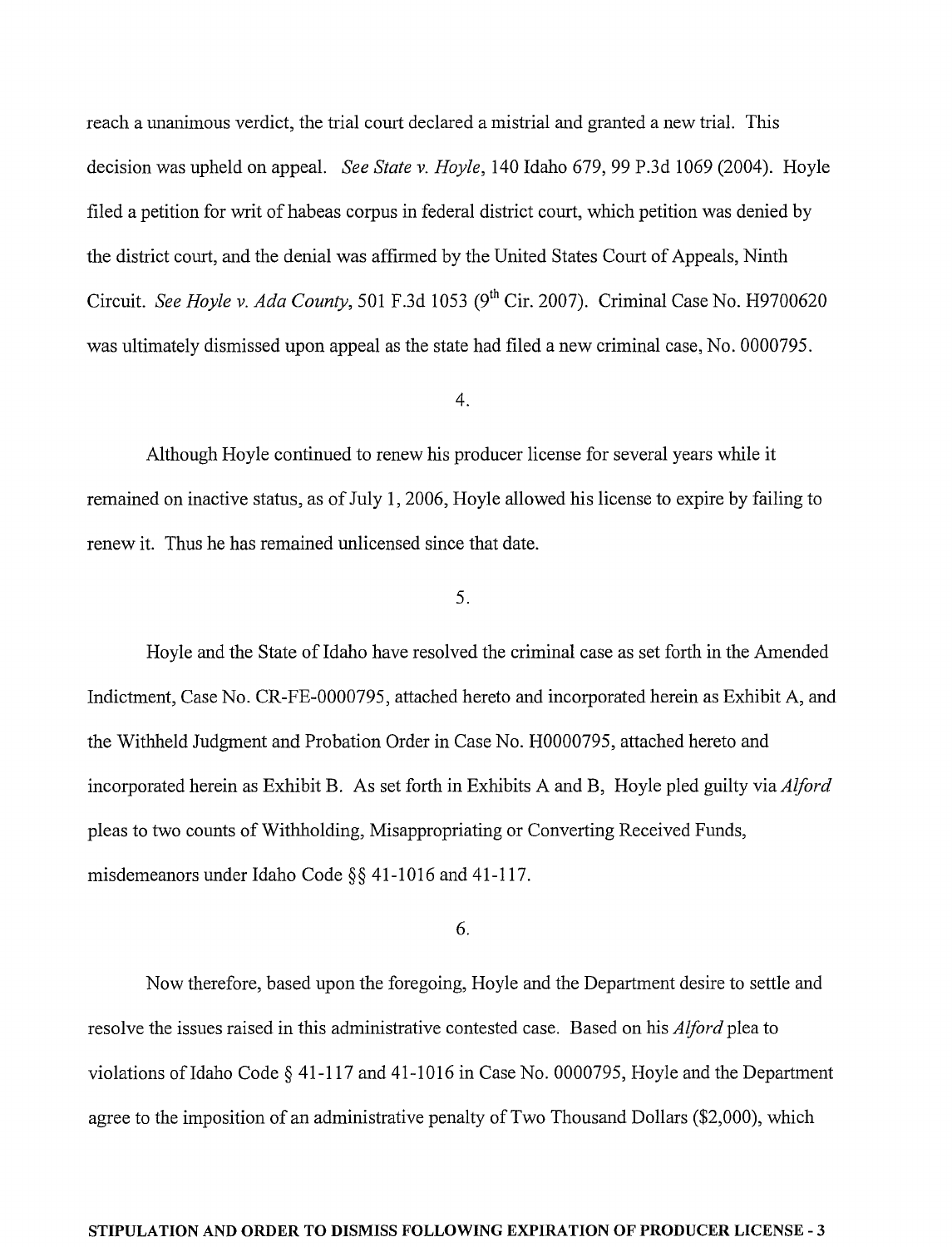reach a unanimous verdict, the trial court declared a mistrial and granted a new trial. This decision was upheld on appeal. *See State v. Hoyle*, 140 Idaho 679, 99 P.3d 1069 (2004). Hoyle filed a petition for writ of habeas corpus in federal district court, which petition was denied by the district court, and the denial was affirmed by the United States Court of Appeals, Ninth Circuit. *See Hoyle v. Ada County*, 501 F.3d 1053 (9th Cir. 2007). Criminal Case No. H9700620 was ultimately dismissed upon appeal as the state had filed a new criminal case, No. 0000795.

4.

Although Hoyle continued to renew his producer license for several years while it remained on inactive status, as of July 1, 2006, Hoyle allowed his license to expire by failing to renew it. Thus he has remained unlicensed since that date.

5.

Hoyle and the State of Idaho have resolved the criminal case as set forth in the Amended Indictment, Case No. CR-FE-0000795, attached hereto and incorporated herein as Exhibit A, and the Withheld Judgment and Probation Order in Case No. H0000795, attached hereto and incorporated herein as Exhibit B. As set forth in Exhibits A and B, Hoyle pled guilty via *Alford* pleas to two counts of Withholding, Misappropriating or Converting Received Funds, misdemeanors under Idaho Code §§ 41-1016 and 41-117.

6.

Now therefore, based upon the foregoing, Hoyle and the Department desire to settle and resolve the issues raised in this administrative contested case. Based on his *Alford* plea to violations of Idaho Code § 41-117 and 41-1016 in Case No. 0000795, Hoyle and the Department agree to the imposition of an administrative penalty of Two Thousand Dollars ($2,000), which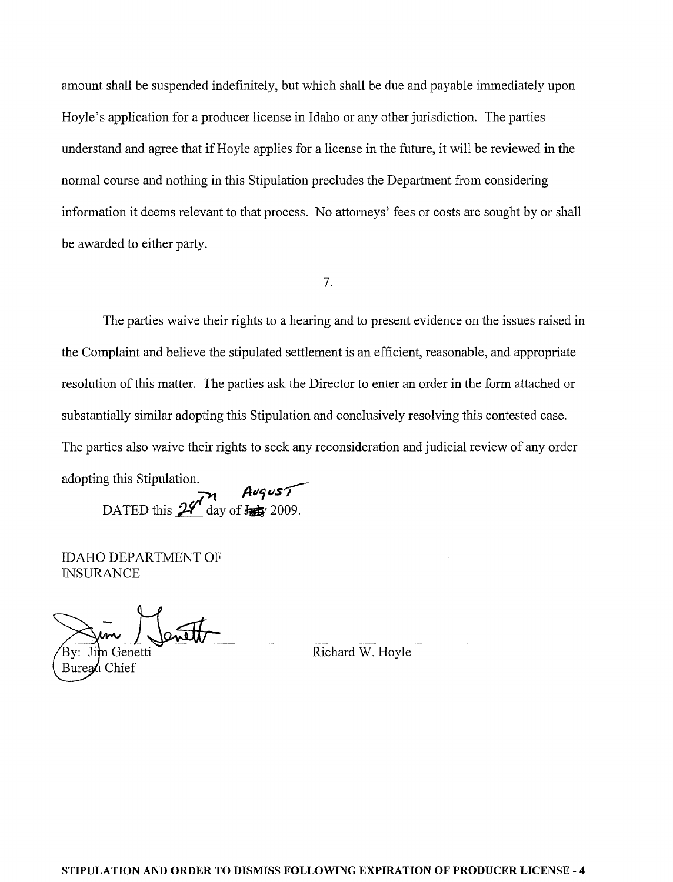amount shall be suspended indefinitely, but which shall be due and payable immediately upon Hoyle's application for a producer license in Idaho or any other jurisdiction. The parties understand and agree that if Hoyle applies for a license in the future, it will be reviewed in the normal course and nothing in this Stipulation precludes the Department from considering information it deems relevant to that process. No attorneys' fees or costs are sought by or shall be awarded to either party.

7.

The parties waive their rights to a hearing and to present evidence on the issues raised in the Complaint and believe the stipulated settlement is an efficient, reasonable, and appropriate resolution of this matter. The parties ask the Director to enter an order in the form attached or substantially similar adopting this Stipulation and conclusively resolving this contested case. The parties also waive their rights to seek any reconsideration and judicial review of any order adopting this Stipulation.

DATED this 24th day of ~~July~~ August 2009.

IDAHO DEPARTMENT OF INSURANCE

By: Jim Genetti
Bureau Chief

Richard W. Hoyle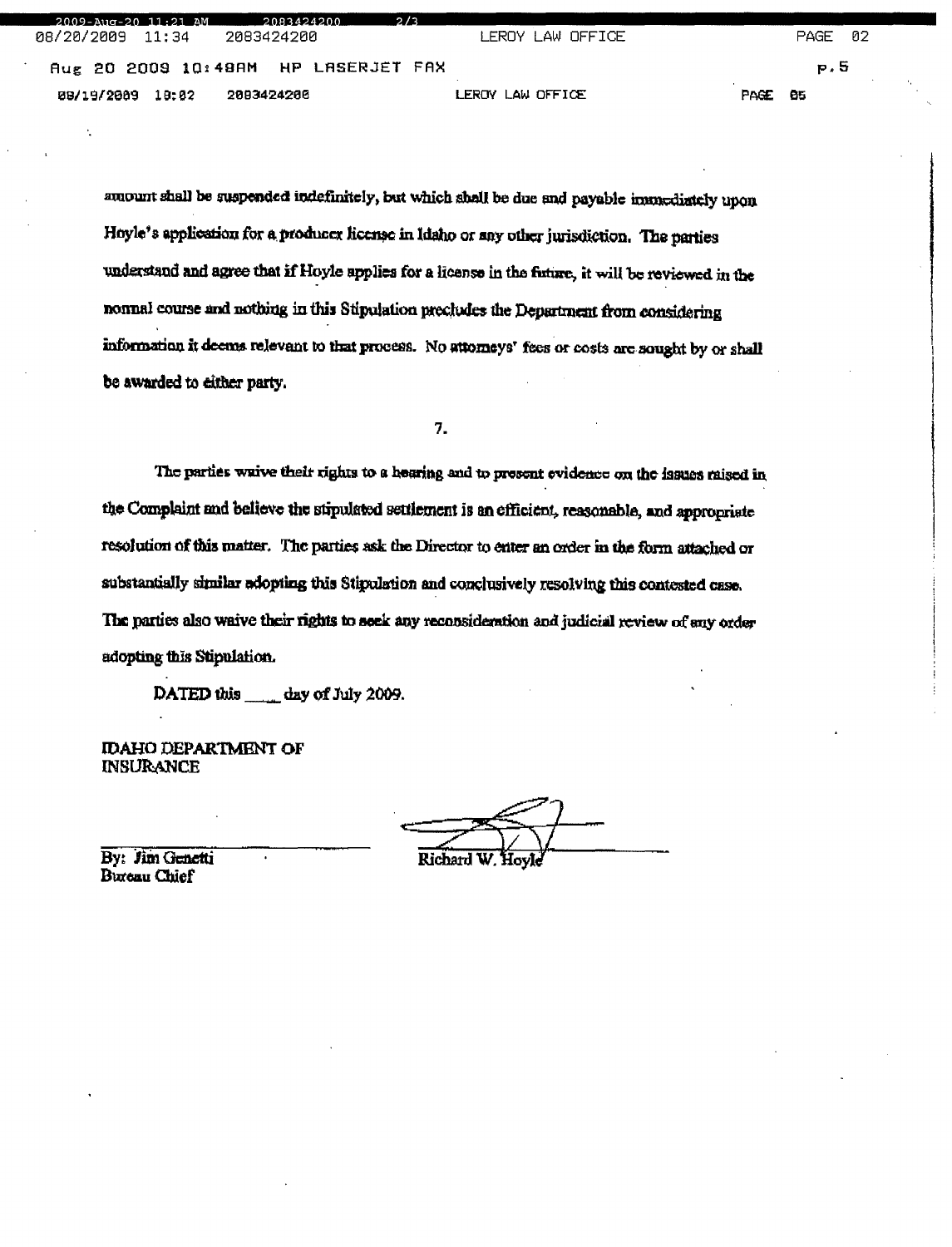amount shall be suspended indefinitely, but which shall be due and payable immediately upon Hoyle's application for a producer license in Idaho or any other jurisdiction. The parties understand and agree that if Hoyle applies for a license in the future, it will be reviewed in the normal course and nothing in this Stipulation precludes the Department from considering information it deems relevant to that process. No attorneys' fees or costs are sought by or shall be awarded to either party.

7.

The parties waive their rights to a hearing and to present evidence on the issues raised in the Complaint and believe the stipulated settlement is an efficient, reasonable, and appropriate resolution of this matter. The parties ask the Director to enter an order in the form attached or substantially similar adopting this Stipulation and conclusively resolving this contested case. The parties also waive their rights to seek any reconsideration and judicial review of any order adopting this Stipulation.

DATED this ____ day of July 2009.

IDAHO DEPARTMENT OF INSURANCE

By: Jim Genetti
Bureau Chief

Richard W. Hoyle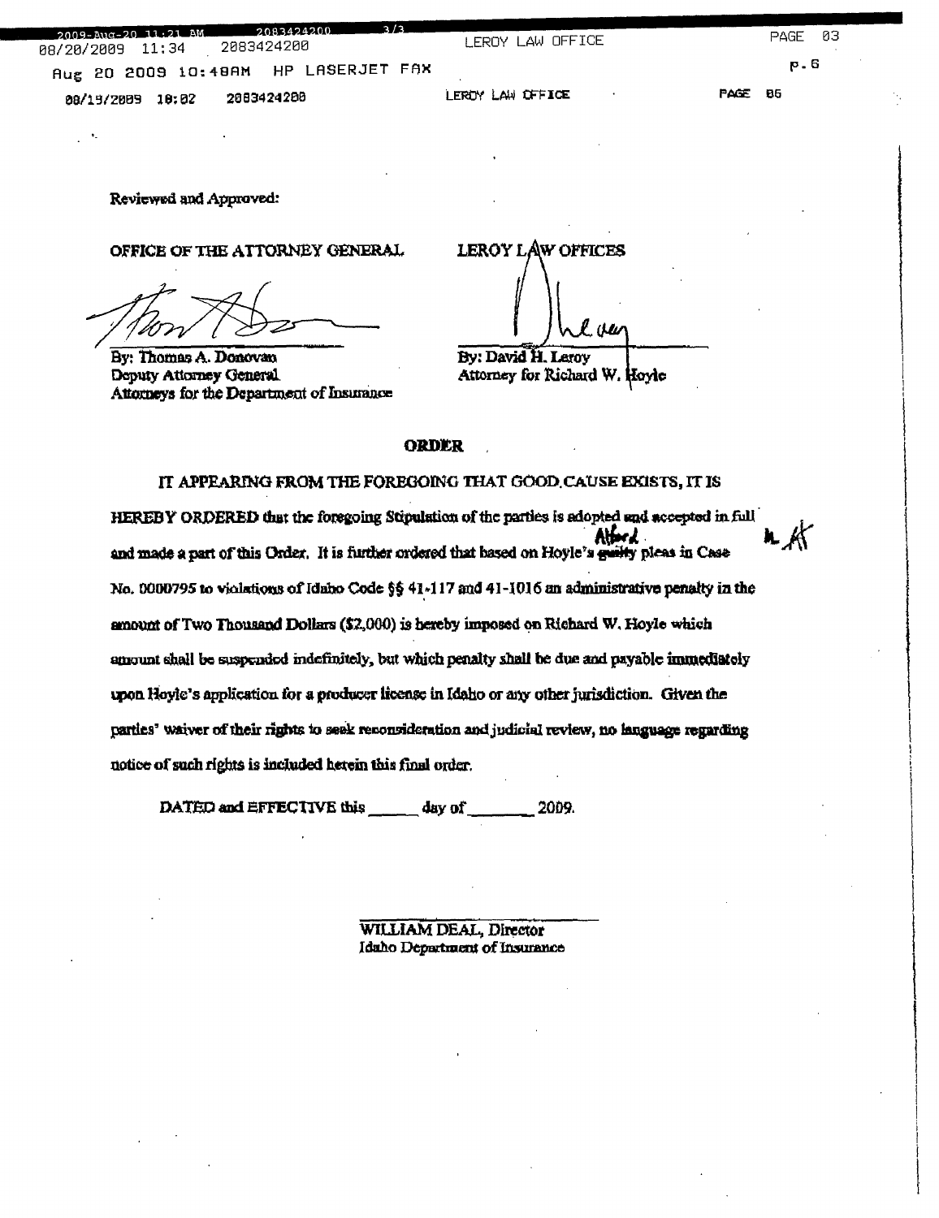Reviewed and Approved:

OFFICE OF THE ATTORNEY GENERAL

By: Thomas A. Donovan
Deputy Attorney General
Attorneys for the Department of Insurance

LEROY LAW OFFICES

By: David H. Leroy
Attorney for Richard W. Hoyle

## ORDER

IT APPEARING FROM THE FOREGOING THAT GOOD CAUSE EXISTS, IT IS HEREBY ORDERED that the foregoing Stipulation of the parties is adopted and accepted in full and made a part of this Order. It is further ordered that based on Hoyle's ~~guilty~~ Alford pleas in Case No. 0000795 to violations of Idaho Code §§ 41-117 and 41-1016 an administrative penalty in the amount of Two Thousand Dollars ($2,000) is hereby imposed on Richard W. Hoyle which amount shall be suspended indefinitely, but which penalty shall be due and payable immediately upon Hoyle's application for a producer license in Idaho or any other jurisdiction. Given the parties' waiver of their rights to seek reconsideration and judicial review, no language regarding notice of such rights is included herein this final order.

DATED and EFFECTIVE this _____ day of _______ 2009.

WILLIAM DEAL, Director
Idaho Department of Insurance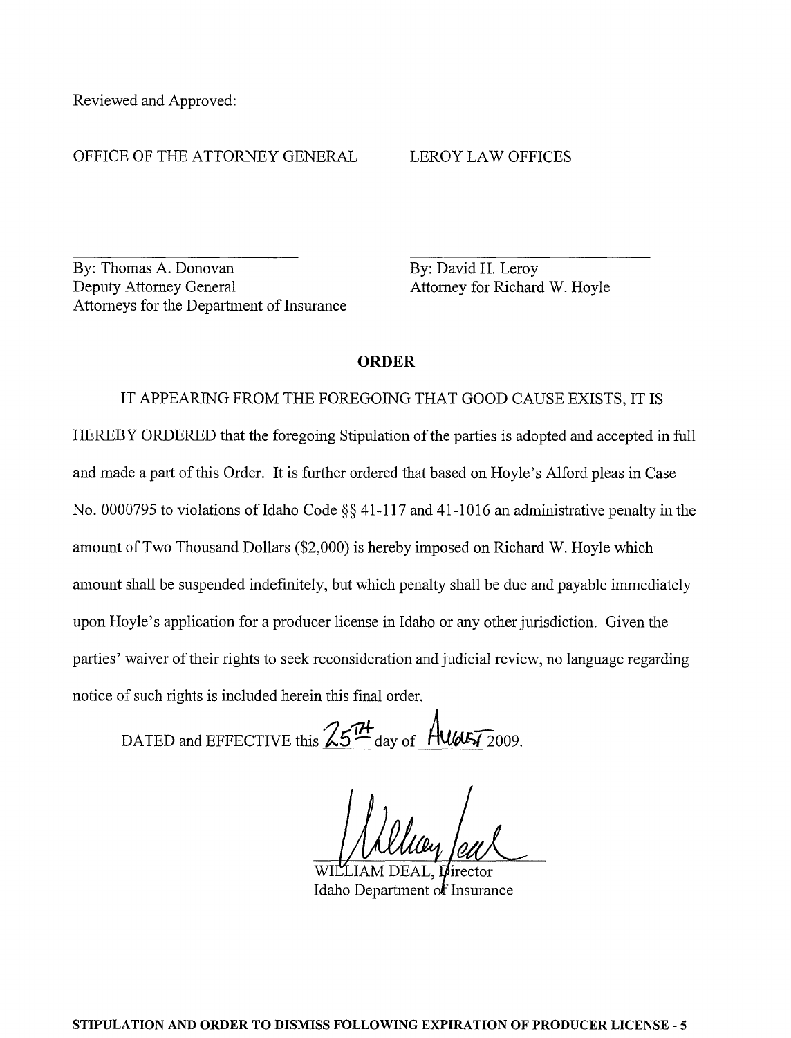Reviewed and Approved:

OFFICE OF THE ATTORNEY GENERAL

By: Thomas A. Donovan
Deputy Attorney General
Attorneys for the Department of Insurance

LEROY LAW OFFICES

By: David H. Leroy
Attorney for Richard W. Hoyle

## ORDER

IT APPEARING FROM THE FOREGOING THAT GOOD CAUSE EXISTS, IT IS HEREBY ORDERED that the foregoing Stipulation of the parties is adopted and accepted in full and made a part of this Order. It is further ordered that based on Hoyle's Alford pleas in Case No. 0000795 to violations of Idaho Code §§ 41-117 and 41-1016 an administrative penalty in the amount of Two Thousand Dollars ($2,000) is hereby imposed on Richard W. Hoyle which amount shall be suspended indefinitely, but which penalty shall be due and payable immediately upon Hoyle's application for a producer license in Idaho or any other jurisdiction. Given the parties' waiver of their rights to seek reconsideration and judicial review, no language regarding notice of such rights is included herein this final order.

DATED and EFFECTIVE this 25TH day of AUGUST 2009.

WILLIAM DEAL, Director
Idaho Department of Insurance

**STIPULATION AND ORDER TO DISMISS FOLLOWING EXPIRATION OF PRODUCER LICENSE - 5**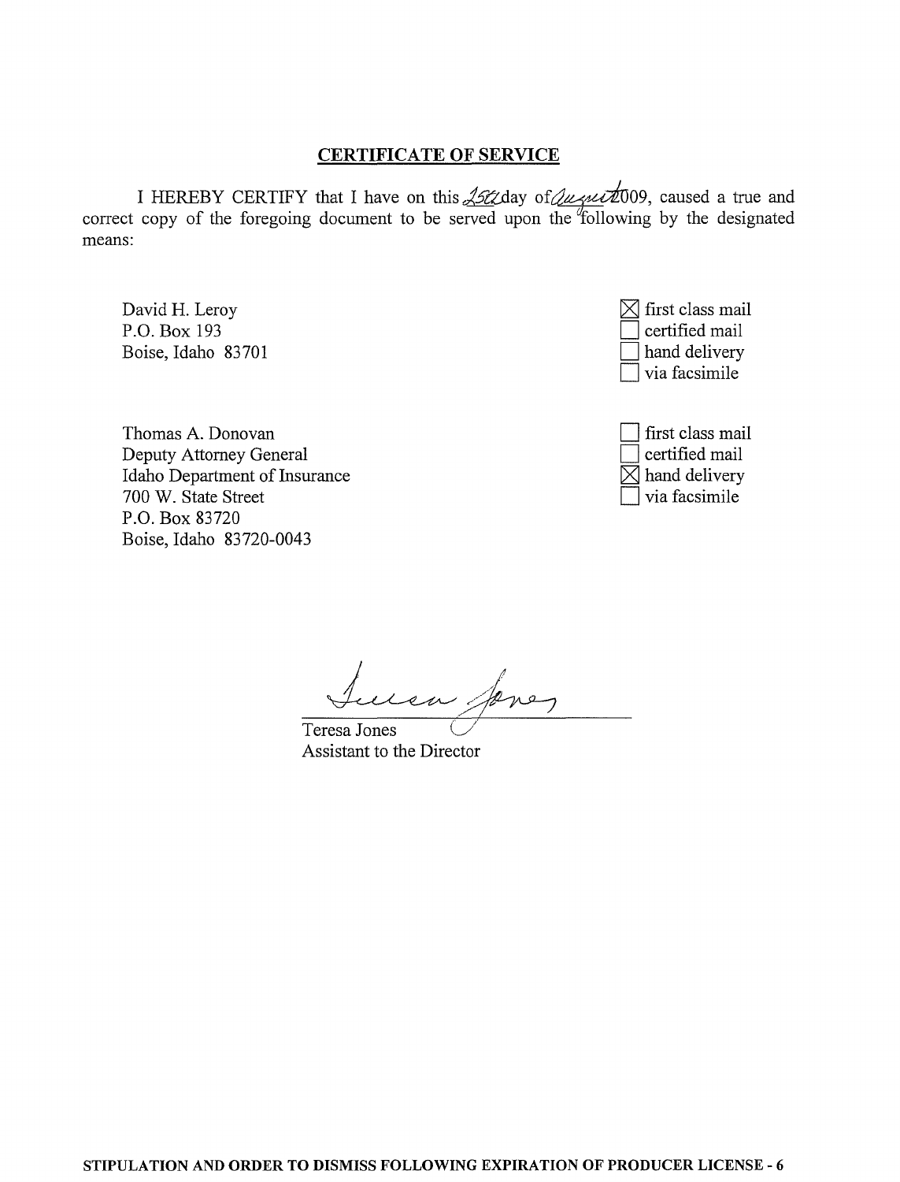## CERTIFICATE OF SERVICE

I HEREBY CERTIFY that I have on this 25th day of August 2009, caused a true and correct copy of the foregoing document to be served upon the following by the designated means:

David H. Leroy
P.O. Box 193
Boise, Idaho 83701

- [x] first class mail
- [ ] certified mail
- [ ] hand delivery
- [ ] via facsimile

Thomas A. Donovan
Deputy Attorney General
Idaho Department of Insurance
700 W. State Street
P.O. Box 83720
Boise, Idaho 83720-0043

- [ ] first class mail
- [ ] certified mail
- [x] hand delivery
- [ ] via facsimile

Teresa Jones
Assistant to the Director

**STIPULATION AND ORDER TO DISMISS FOLLOWING EXPIRATION OF PRODUCER LICENSE - 6**